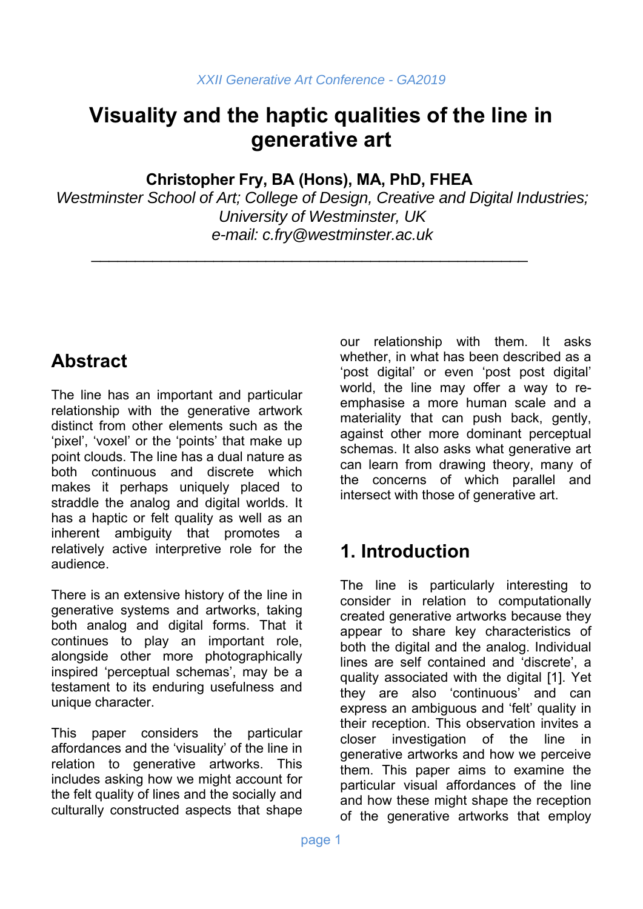XXII Generative Art Conference - GA2019

# Visuality and the haptic qualities of the line in generative art

**Christopher Fry, BA (Hons), MA, PhD, FHEA**

*Westminster School of Art; College of Design, Creative and Digital Industries; University of Westminster, UK*

*e-mail: c.fry@westminster.ac.uk*

---

## Abstract

The line has an important and particular relationship with the generative artwork distinct from other elements such as the 'pixel', 'voxel' or the 'points' that make up point clouds. The line has a dual nature as both continuous and discrete which makes it perhaps uniquely placed to straddle the analog and digital worlds. It has a haptic or felt quality as well as an inherent ambiguity that promotes a relatively active interpretive role for the audience.

There is an extensive history of the line in generative systems and artworks, taking both analog and digital forms. That it continues to play an important role, alongside other more photographically inspired 'perceptual schemas', may be a testament to its enduring usefulness and unique character.

This paper considers the particular affordances and the 'visuality' of the line in relation to generative artworks. This includes asking how we might account for the felt quality of lines and the socially and culturally constructed aspects that shape our relationship with them. It asks whether, in what has been described as a 'post digital' or even 'post post digital' world, the line may offer a way to re-emphasise a more human scale and a materiality that can push back, gently, against other more dominant perceptual schemas. It also asks what generative art can learn from drawing theory, many of the concerns of which parallel and intersect with those of generative art.

## 1. Introduction

The line is particularly interesting to consider in relation to computationally created generative artworks because they appear to share key characteristics of both the digital and the analog. Individual lines are self contained and 'discrete', a quality associated with the digital [1]. Yet they are also 'continuous' and can express an ambiguous and 'felt' quality in their reception. This observation invites a closer investigation of the line in generative artworks and how we perceive them. This paper aims to examine the particular visual affordances of the line and how these might shape the reception of the generative artworks that employ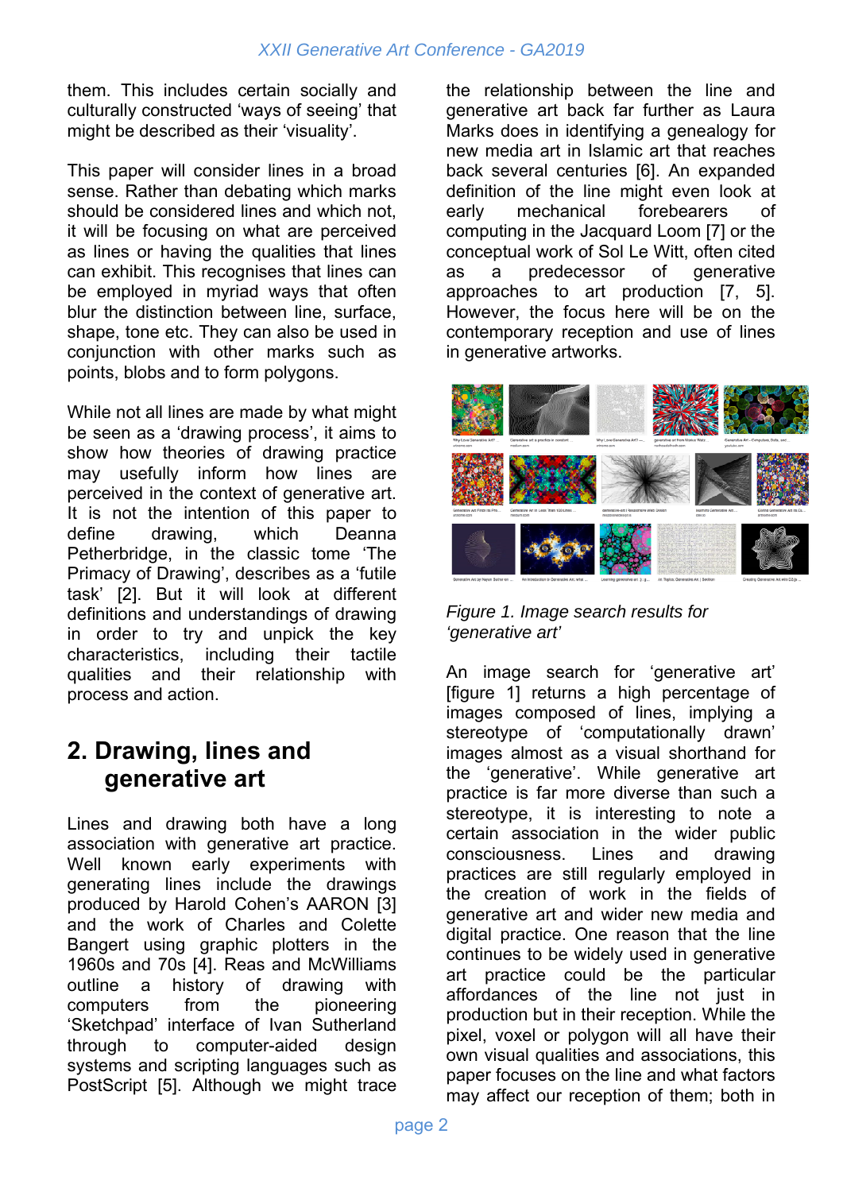them. This includes certain socially and culturally constructed 'ways of seeing' that might be described as their 'visuality'.

This paper will consider lines in a broad sense. Rather than debating which marks should be considered lines and which not, it will be focusing on what are perceived as lines or having the qualities that lines can exhibit. This recognises that lines can be employed in myriad ways that often blur the distinction between line, surface, shape, tone etc. They can also be used in conjunction with other marks such as points, blobs and to form polygons.

While not all lines are made by what might be seen as a 'drawing process', it aims to show how theories of drawing practice may usefully inform how lines are perceived in the context of generative art. It is not the intention of this paper to define drawing, which Deanna Petherbridge, in the classic tome 'The Primacy of Drawing', describes as a 'futile task' [2]. But it will look at different definitions and understandings of drawing in order to try and unpick the key characteristics, including their tactile qualities and their relationship with process and action.

## 2. Drawing, lines and generative art

Lines and drawing both have a long association with generative art practice. Well known early experiments with generating lines include the drawings produced by Harold Cohen's AARON [3] and the work of Charles and Colette Bangert using graphic plotters in the 1960s and 70s [4]. Reas and McWilliams outline a history of drawing with computers from the pioneering 'Sketchpad' interface of Ivan Sutherland through to computer-aided design systems and scripting languages such as PostScript [5]. Although we might trace the relationship between the line and generative art back far further as Laura Marks does in identifying a genealogy for new media art in Islamic art that reaches back several centuries [6]. An expanded definition of the line might even look at early mechanical forebeares of computing in the Jacquard Loom [7] or the conceptual work of Sol Le Witt, often cited as a predecessor of generative approaches to art production [7, 5]. However, the focus here will be on the contemporary reception and use of lines in generative artworks.

*Figure 1. Image search results for 'generative art'*

An image search for 'generative art' [figure 1] returns a high percentage of images composed of lines, implying a stereotype of 'computationally drawn' images almost as a visual shorthand for the 'generative'. While generative art practice is far more diverse than such a stereotype, it is interesting to note a certain association in the wider public consciousness. Lines and drawing practices are still regularly employed in the creation of work in the fields of generative art and wider new media and digital practice. One reason that the line continues to be widely used in generative art practice could be the particular affordances of the line not just in production but in their reception. While the pixel, voxel or polygon will all have their own visual qualities and associations, this paper focuses on the line and what factors may affect our reception of them; both in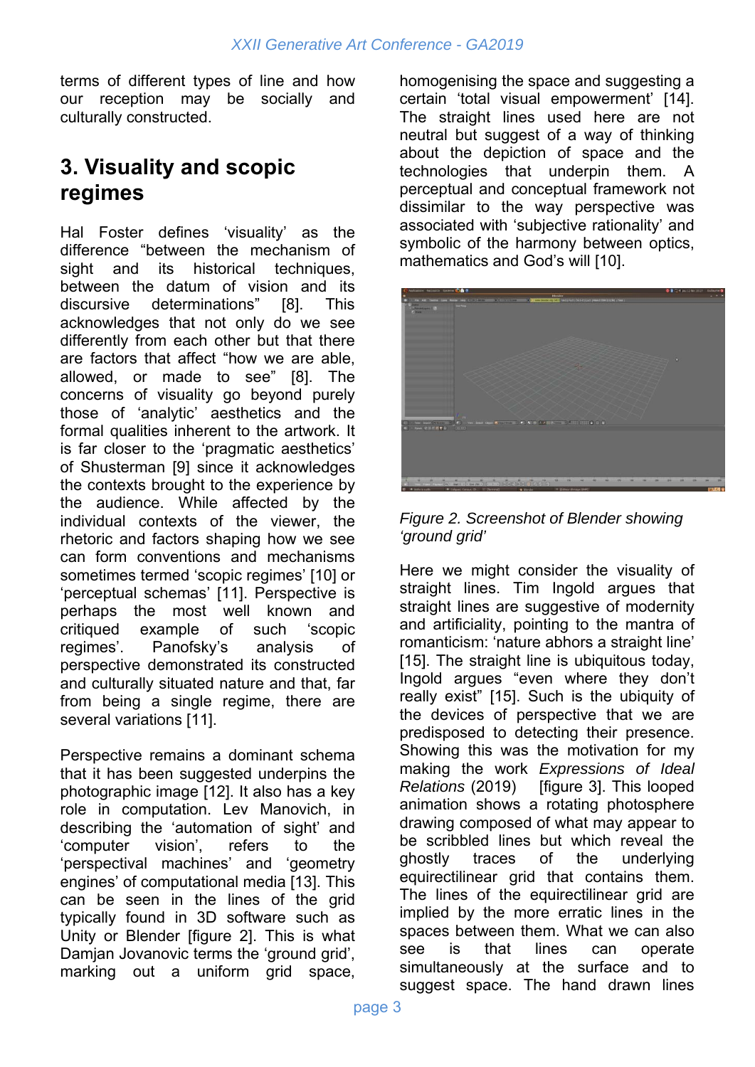terms of different types of line and how our reception may be socially and culturally constructed.

## 3. Visuality and scopic regimes

Hal Foster defines 'visuality' as the difference "between the mechanism of sight and its historical techniques, between the datum of vision and its discursive determinations" [8]. This acknowledges that not only do we see differently from each other but that there are factors that affect "how we are able, allowed, or made to see" [8]. The concerns of visuality go beyond purely those of 'analytic' aesthetics and the formal qualities inherent to the artwork. It is far closer to the 'pragmatic aesthetics' of Shusterman [9] since it acknowledges the contexts brought to the experience by the audience. While affected by the individual contexts of the viewer, the rhetoric and factors shaping how we see can form conventions and mechanisms sometimes termed 'scopic regimes' [10] or 'perceptual schemas' [11]. Perspective is perhaps the most well known and critiqued example of such 'scopic regimes'. Panofsky's analysis of perspective demonstrated its constructed and culturally situated nature and that, far from being a single regime, there are several variations [11].

Perspective remains a dominant schema that it has been suggested underpins the photographic image [12]. It also has a key role in computation. Lev Manovich, in describing the 'automation of sight' and 'computer vision', refers to the 'perspectival machines' and 'geometry engines' of computational media [13]. This can be seen in the lines of the grid typically found in 3D software such as Unity or Blender [figure 2]. This is what Damjan Jovanovic terms the 'ground grid', marking out a uniform grid space, homogenising the space and suggesting a certain 'total visual empowerment' [14]. The straight lines used here are not neutral but suggest of a way of thinking about the depiction of space and the technologies that underpin them. A perceptual and conceptual framework not dissimilar to the way perspective was associated with 'subjective rationality' and symbolic of the harmony between optics, mathematics and God's will [10].

*Figure 2. Screenshot of Blender showing 'ground grid'*

Here we might consider the visuality of straight lines. Tim Ingold argues that straight lines are suggestive of modernity and artificiality, pointing to the mantra of romanticism: 'nature abhors a straight line' [15]. The straight line is ubiquitous today, Ingold argues "even where they don't really exist" [15]. Such is the ubiquity of the devices of perspective that we are predisposed to detecting their presence. Showing this was the motivation for my making the work *Expressions of Ideal Relations* (2019) [figure 3]. This looped animation shows a rotating photosphere drawing composed of what may appear to be scribbled lines but which reveal the ghostly traces of the underlying equirectilinear grid that contains them. The lines of the equirectilinear grid are implied by the more erratic lines in the spaces between them. What we can also see is that lines can operate simultaneously at the surface and to suggest space. The hand drawn lines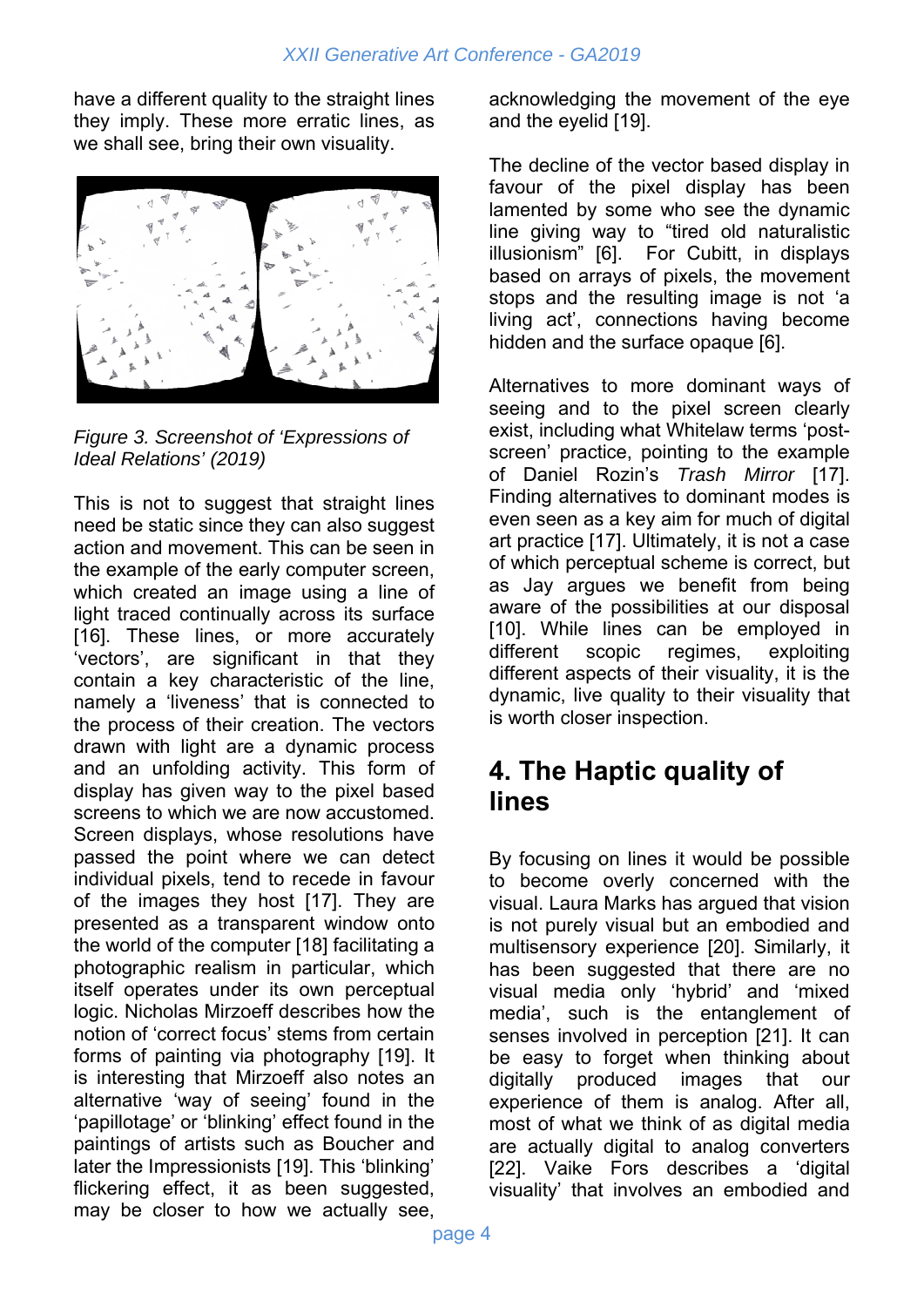have a different quality to the straight lines they imply. These more erratic lines, as we shall see, bring their own visuality.

*Figure 3. Screenshot of 'Expressions of Ideal Relations' (2019)*

This is not to suggest that straight lines need be static since they can also suggest action and movement. This can be seen in the example of the early computer screen, which created an image using a line of light traced continually across its surface [16]. These lines, or more accurately 'vectors', are significant in that they contain a key characteristic of the line, namely a 'liveness' that is connected to the process of their creation. The vectors drawn with light are a dynamic process and an unfolding activity. This form of display has given way to the pixel based screens to which we are now accustomed. Screen displays, whose resolutions have passed the point where we can detect individual pixels, tend to recede in favour of the images they host [17]. They are presented as a transparent window onto the world of the computer [18] facilitating a photographic realism in particular, which itself operates under its own perceptual logic. Nicholas Mirzoeff describes how the notion of 'correct focus' stems from certain forms of painting via photography [19]. It is interesting that Mirzoeff also notes an alternative 'way of seeing' found in the 'papillotage' or 'blinking' effect found in the paintings of artists such as Boucher and later the Impressionists [19]. This 'blinking' flickering effect, it as been suggested, may be closer to how we actually see, acknowledging the movement of the eye and the eyelid [19].

The decline of the vector based display in favour of the pixel display has been lamented by some who see the dynamic line giving way to "tired old naturalistic illusionism" [6]. For Cubitt, in displays based on arrays of pixels, the movement stops and the resulting image is not 'a living act', connections having become hidden and the surface opaque [6].

Alternatives to more dominant ways of seeing and to the pixel screen clearly exist, including what Whitelaw terms 'post-screen' practice, pointing to the example of Daniel Rozin's *Trash Mirror* [17]. Finding alternatives to dominant modes is even seen as a key aim for much of digital art practice [17]. Ultimately, it is not a case of which perceptual scheme is correct, but as Jay argues we benefit from being aware of the possibilities at our disposal [10]. While lines can be employed in different scopic regimes, exploiting different aspects of their visuality, it is the dynamic, live quality to their visuality that is worth closer inspection.

## 4. The Haptic quality of lines

By focusing on lines it would be possible to become overly concerned with the visual. Laura Marks has argued that vision is not purely visual but an embodied and multisensory experience [20]. Similarly, it has been suggested that there are no visual media only 'hybrid' and 'mixed media', such is the entanglement of senses involved in perception [21]. It can be easy to forget when thinking about digitally produced images that our experience of them is analog. After all, most of what we think of as digital media are actually digital to analog converters [22]. Vaike Fors describes a 'digital visuality' that involves an embodied and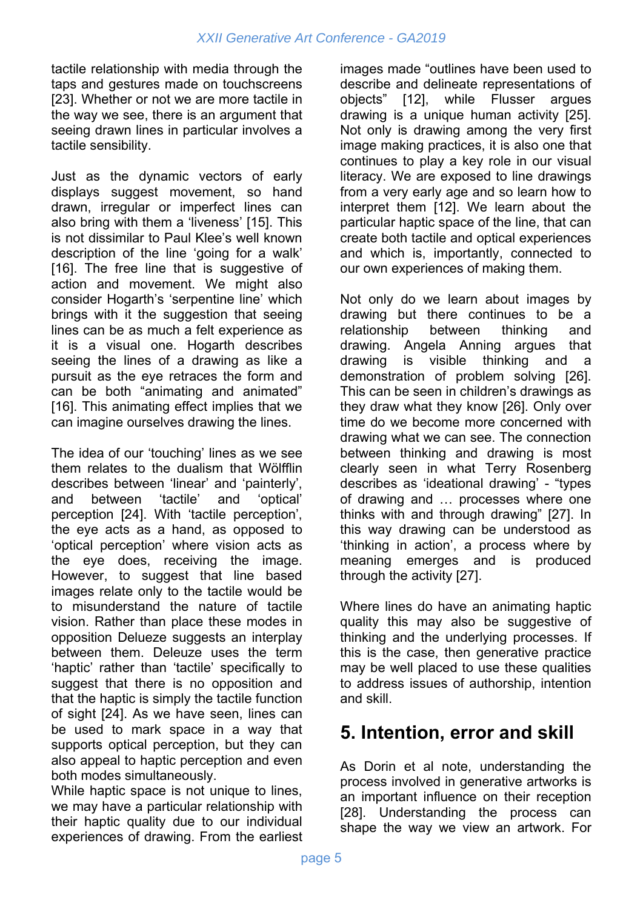tactile relationship with media through the taps and gestures made on touchscreens [23]. Whether or not we are more tactile in the way we see, there is an argument that seeing drawn lines in particular involves a tactile sensibility.

Just as the dynamic vectors of early displays suggest movement, so hand drawn, irregular or imperfect lines can also bring with them a 'liveness' [15]. This is not dissimilar to Paul Klee's well known description of the line 'going for a walk' [16]. The free line that is suggestive of action and movement. We might also consider Hogarth's 'serpentine line' which brings with it the suggestion that seeing lines can be as much a felt experience as it is a visual one. Hogarth describes seeing the lines of a drawing as like a pursuit as the eye retraces the form and can be both "animating and animated" [16]. This animating effect implies that we can imagine ourselves drawing the lines.

The idea of our 'touching' lines as we see them relates to the dualism that Wölfflin describes between 'linear' and 'painterly', and between 'tactile' and 'optical' perception [24]. With 'tactile perception', the eye acts as a hand, as opposed to 'optical perception' where vision acts as the eye does, receiving the image. However, to suggest that line based images relate only to the tactile would be to misunderstand the nature of tactile vision. Rather than place these modes in opposition Delueze suggests an interplay between them. Deleuze uses the term 'haptic' rather than 'tactile' specifically to suggest that there is no opposition and that the haptic is simply the tactile function of sight [24]. As we have seen, lines can be used to mark space in a way that supports optical perception, but they can also appeal to haptic perception and even both modes simultaneously.
While haptic space is not unique to lines, we may have a particular relationship with their haptic quality due to our individual experiences of drawing. From the earliest images made "outlines have been used to describe and delineate representations of objects" [12], while Flusser argues drawing is a unique human activity [25]. Not only is drawing among the very first image making practices, it is also one that continues to play a key role in our visual literacy. We are exposed to line drawings from a very early age and so learn how to interpret them [12]. We learn about the particular haptic space of the line, that can create both tactile and optical experiences and which is, importantly, connected to our own experiences of making them.

Not only do we learn about images by drawing but there continues to be a relationship between thinking and drawing. Angela Anning argues that drawing is visible thinking and a demonstration of problem solving [26]. This can be seen in children's drawings as they draw what they know [26]. Only over time do we become more concerned with drawing what we can see. The connection between thinking and drawing is most clearly seen in what Terry Rosenberg describes as 'ideational drawing' - "types of drawing and … processes where one thinks with and through drawing" [27]. In this way drawing can be understood as 'thinking in action', a process where by meaning emerges and is produced through the activity [27].

Where lines do have an animating haptic quality this may also be suggestive of thinking and the underlying processes. If this is the case, then generative practice may be well placed to use these qualities to address issues of authorship, intention and skill.

## 5. Intention, error and skill

As Dorin et al note, understanding the process involved in generative artworks is an important influence on their reception [28]. Understanding the process can shape the way we view an artwork. For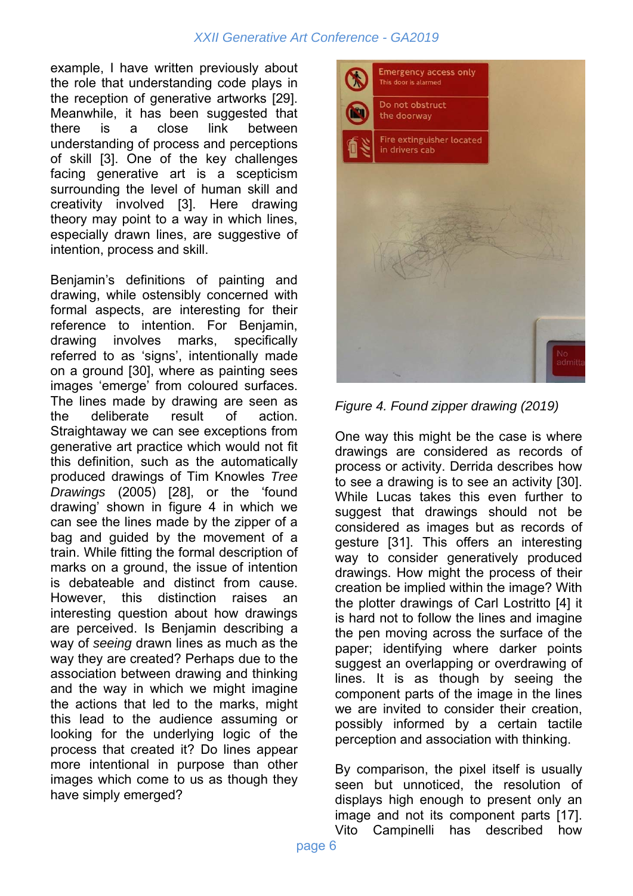example, I have written previously about the role that understanding code plays in the reception of generative artworks [29]. Meanwhile, it has been suggested that there is a close link between understanding of process and perceptions of skill [3]. One of the key challenges facing generative art is a scepticism surrounding the level of human skill and creativity involved [3]. Here drawing theory may point to a way in which lines, especially drawn lines, are suggestive of intention, process and skill.

Benjamin's definitions of painting and drawing, while ostensibly concerned with formal aspects, are interesting for their reference to intention. For Benjamin, drawing involves marks, specifically referred to as 'signs', intentionally made on a ground [30], where as painting sees images 'emerge' from coloured surfaces. The lines made by drawing are seen as the deliberate result of action. Straightaway we can see exceptions from generative art practice which would not fit this definition, such as the automatically produced drawings of Tim Knowles *Tree Drawings* (2005) [28], or the 'found drawing' shown in figure 4 in which we can see the lines made by the zipper of a bag and guided by the movement of a train. While fitting the formal description of marks on a ground, the issue of intention is debateable and distinct from cause. However, this distinction raises an interesting question about how drawings are perceived. Is Benjamin describing a way of *seeing* drawn lines as much as the way they are created? Perhaps due to the association between drawing and thinking and the way in which we might imagine the actions that led to the marks, might this lead to the audience assuming or looking for the underlying logic of the process that created it? Do lines appear more intentional in purpose than other images which come to us as though they have simply emerged?

*Figure 4. Found zipper drawing (2019)*

One way this might be the case is where drawings are considered as records of process or activity. Derrida describes how to see a drawing is to see an activity [30]. While Lucas takes this even further to suggest that drawings should not be considered as images but as records of gesture [31]. This offers an interesting way to consider generatively produced drawings. How might the process of their creation be implied within the image? With the plotter drawings of Carl Lostritto [4] it is hard not to follow the lines and imagine the pen moving across the surface of the paper; identifying where darker points suggest an overlapping or overdrawing of lines. It is as though by seeing the component parts of the image in the lines we are invited to consider their creation, possibly informed by a certain tactile perception and association with thinking.

By comparison, the pixel itself is usually seen but unnoticed, the resolution of displays high enough to present only an image and not its component parts [17]. Vito Campinelli has described how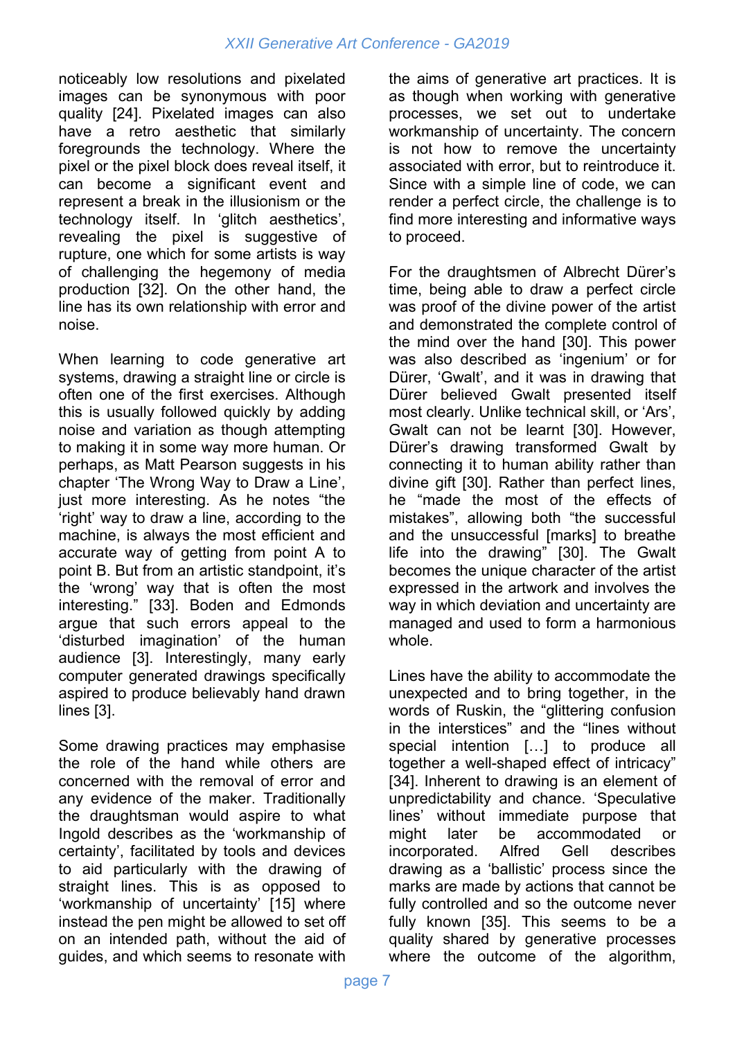noticeably low resolutions and pixelated images can be synonymous with poor quality [24]. Pixelated images can also have a retro aesthetic that similarly foregrounds the technology. Where the pixel or the pixel block does reveal itself, it can become a significant event and represent a break in the illusionism or the technology itself. In 'glitch aesthetics', revealing the pixel is suggestive of rupture, one which for some artists is way of challenging the hegemony of media production [32]. On the other hand, the line has its own relationship with error and noise.

When learning to code generative art systems, drawing a straight line or circle is often one of the first exercises. Although this is usually followed quickly by adding noise and variation as though attempting to making it in some way more human. Or perhaps, as Matt Pearson suggests in his chapter 'The Wrong Way to Draw a Line', just more interesting. As he notes "the 'right' way to draw a line, according to the machine, is always the most efficient and accurate way of getting from point A to point B. But from an artistic standpoint, it's the 'wrong' way that is often the most interesting." [33]. Boden and Edmonds argue that such errors appeal to the 'disturbed imagination' of the human audience [3]. Interestingly, many early computer generated drawings specifically aspired to produce believably hand drawn lines [3].

Some drawing practices may emphasise the role of the hand while others are concerned with the removal of error and any evidence of the maker. Traditionally the draughtsman would aspire to what Ingold describes as the 'workmanship of certainty', facilitated by tools and devices to aid particularly with the drawing of straight lines. This is as opposed to 'workmanship of uncertainty' [15] where instead the pen might be allowed to set off on an intended path, without the aid of guides, and which seems to resonate with the aims of generative art practices. It is as though when working with generative processes, we set out to undertake workmanship of uncertainty. The concern is not how to remove the uncertainty associated with error, but to reintroduce it. Since with a simple line of code, we can render a perfect circle, the challenge is to find more interesting and informative ways to proceed.

For the draughtsmen of Albrecht Dürer's time, being able to draw a perfect circle was proof of the divine power of the artist and demonstrated the complete control of the mind over the hand [30]. This power was also described as 'ingenium' or for Dürer, 'Gwalt', and it was in drawing that Dürer believed Gwalt presented itself most clearly. Unlike technical skill, or 'Ars', Gwalt can not be learnt [30]. However, Dürer's drawing transformed Gwalt by connecting it to human ability rather than divine gift [30]. Rather than perfect lines, he "made the most of the effects of mistakes", allowing both "the successful and the unsuccessful [marks] to breathe life into the drawing" [30]. The Gwalt becomes the unique character of the artist expressed in the artwork and involves the way in which deviation and uncertainty are managed and used to form a harmonious whole.

Lines have the ability to accommodate the unexpected and to bring together, in the words of Ruskin, the "glittering confusion in the interstices" and the "lines without special intention […] to produce all together a well-shaped effect of intricacy" [34]. Inherent to drawing is an element of unpredictability and chance. 'Speculative lines' without immediate purpose that might later be accommodated or incorporated. Alfred Gell describes drawing as a 'ballistic' process since the marks are made by actions that cannot be fully controlled and so the outcome never fully known [35]. This seems to be a quality shared by generative processes where the outcome of the algorithm,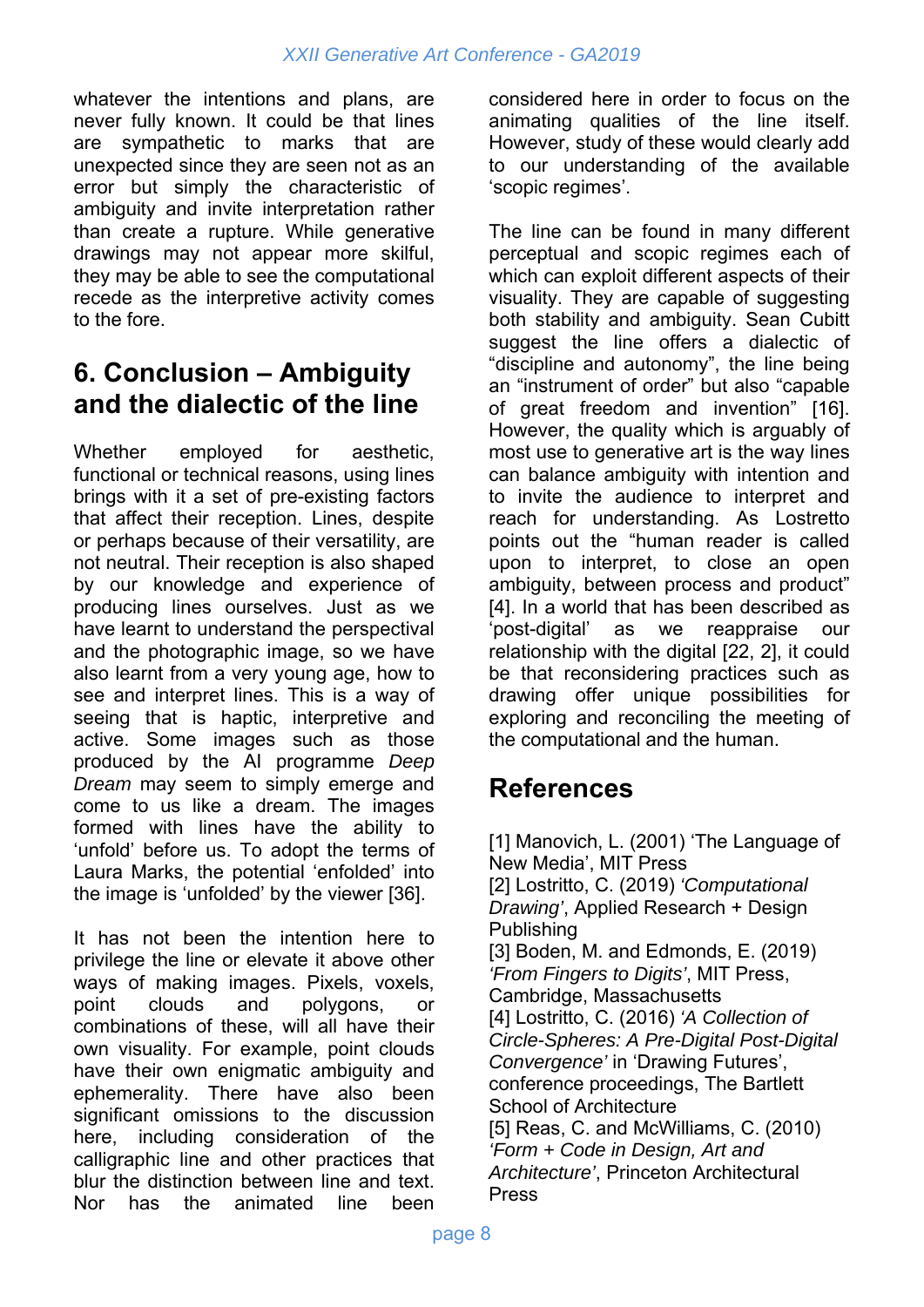whatever the intentions and plans, are never fully known. It could be that lines are sympathetic to marks that are unexpected since they are seen not as an error but simply the characteristic of ambiguity and invite interpretation rather than create a rupture. While generative drawings may not appear more skilful, they may be able to see the computational recede as the interpretive activity comes to the fore.

## 6. Conclusion – Ambiguity and the dialectic of the line

Whether employed for aesthetic, functional or technical reasons, using lines brings with it a set of pre-existing factors that affect their reception. Lines, despite or perhaps because of their versatility, are not neutral. Their reception is also shaped by our knowledge and experience of producing lines ourselves. Just as we have learnt to understand the perspectival and the photographic image, so we have also learnt from a very young age, how to see and interpret lines. This is a way of seeing that is haptic, interpretive and active. Some images such as those produced by the AI programme *Deep Dream* may seem to simply emerge and come to us like a dream. The images formed with lines have the ability to 'unfold' before us. To adopt the terms of Laura Marks, the potential 'enfolded' into the image is 'unfolded' by the viewer [36].

It has not been the intention here to privilege the line or elevate it above other ways of making images. Pixels, voxels, point clouds and polygons, or combinations of these, will all have their own visuality. For example, point clouds have their own enigmatic ambiguity and ephemerality. There have also been significant omissions to the discussion here, including consideration of the calligraphic line and other practices that blur the distinction between line and text. Nor has the animated line been considered here in order to focus on the animating qualities of the line itself. However, study of these would clearly add to our understanding of the available 'scopic regimes'.

The line can be found in many different perceptual and scopic regimes each of which can exploit different aspects of their visuality. They are capable of suggesting both stability and ambiguity. Sean Cubitt suggest the line offers a dialectic of "discipline and autonomy", the line being an "instrument of order" but also "capable of great freedom and invention" [16]. However, the quality which is arguably of most use to generative art is the way lines can balance ambiguity with intention and to invite the audience to interpret and reach for understanding. As Lostretto points out the "human reader is called upon to interpret, to close an open ambiguity, between process and product" [4]. In a world that has been described as 'post-digital' as we reappraise our relationship with the digital [22, 2], it could be that reconsidering practices such as drawing offer unique possibilities for exploring and reconciling the meeting of the computational and the human.

## References

[1] Manovich, L. (2001) 'The Language of New Media', MIT Press
[2] Lostritto, C. (2019) *'Computational Drawing'*, Applied Research + Design Publishing
[3] Boden, M. and Edmonds, E. (2019) *'From Fingers to Digits'*, MIT Press, Cambridge, Massachusetts
[4] Lostritto, C. (2016) *'A Collection of Circle-Spheres: A Pre-Digital Post-Digital Convergence'* in 'Drawing Futures', conference proceedings, The Bartlett School of Architecture
[5] Reas, C. and McWilliams, C. (2010) *'Form + Code in Design, Art and Architecture'*, Princeton Architectural Press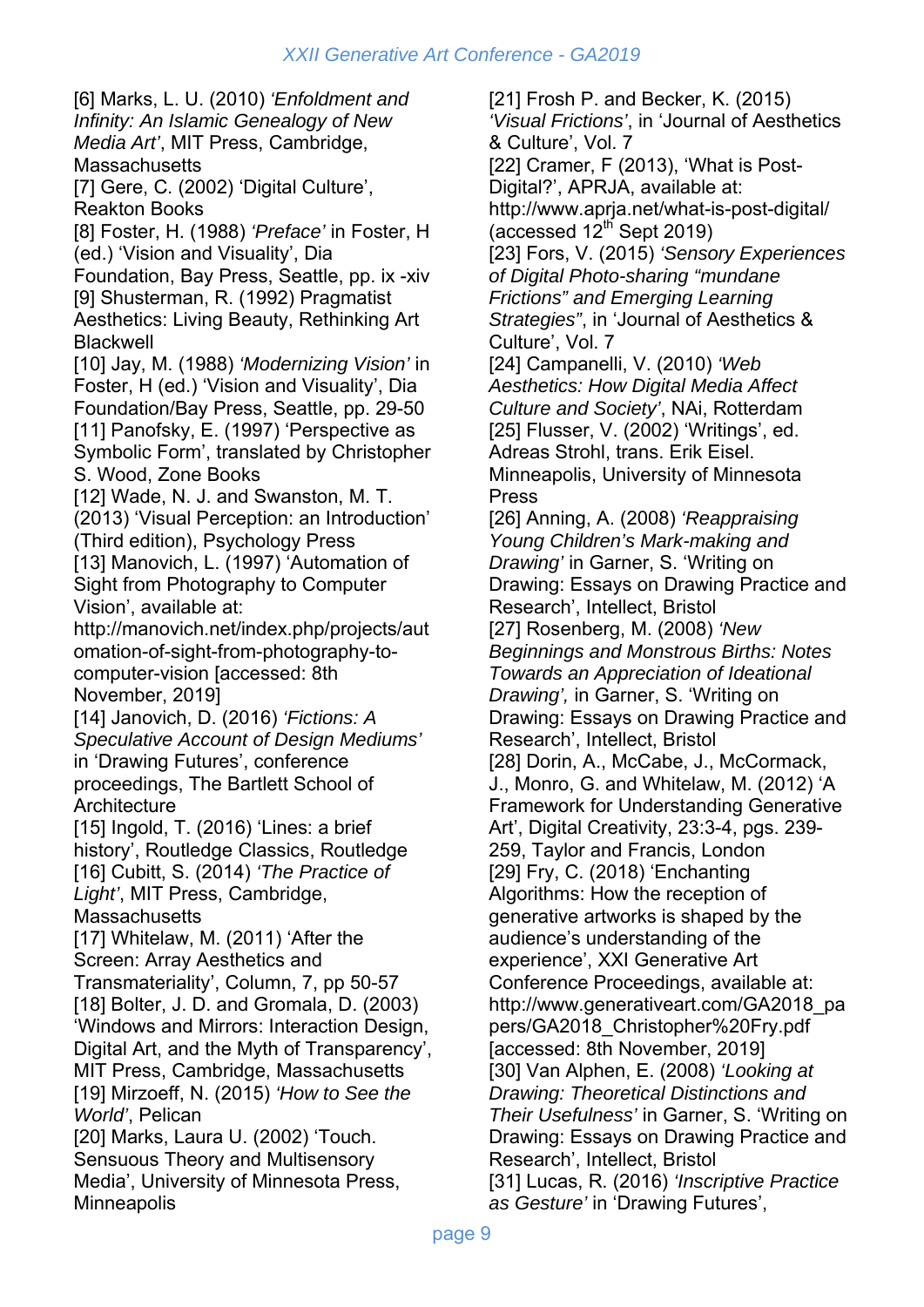[6] Marks, L. U. (2010) *'Enfoldment and Infinity: An Islamic Genealogy of New Media Art'*, MIT Press, Cambridge, Massachusetts

[7] Gere, C. (2002) 'Digital Culture', Reakton Books

[8] Foster, H. (1988) *'Preface'* in Foster, H (ed.) 'Vision and Visuality', Dia Foundation, Bay Press, Seattle, pp. ix -xiv

[9] Shusterman, R. (1992) Pragmatist Aesthetics: Living Beauty, Rethinking Art Blackwell

[10] Jay, M. (1988) *'Modernizing Vision'* in Foster, H (ed.) 'Vision and Visuality', Dia Foundation/Bay Press, Seattle, pp. 29-50

[11] Panofsky, E. (1997) 'Perspective as Symbolic Form', translated by Christopher S. Wood, Zone Books

[12] Wade, N. J. and Swanston, M. T. (2013) 'Visual Perception: an Introduction' (Third edition), Psychology Press

[13] Manovich, L. (1997) 'Automation of Sight from Photography to Computer Vision', available at: http://manovich.net/index.php/projects/automation-of-sight-from-photography-to-computer-vision [accessed: 8th November, 2019]

[14] Janovich, D. (2016) *'Fictions: A Speculative Account of Design Mediums'* in 'Drawing Futures', conference proceedings, The Bartlett School of Architecture

[15] Ingold, T. (2016) 'Lines: a brief history', Routledge Classics, Routledge

[16] Cubitt, S. (2014) *'The Practice of Light'*, MIT Press, Cambridge, Massachusetts

[17] Whitelaw, M. (2011) 'After the Screen: Array Aesthetics and Transmateriality', Column, 7, pp 50-57

[18] Bolter, J. D. and Gromala, D. (2003) 'Windows and Mirrors: Interaction Design, Digital Art, and the Myth of Transparency', MIT Press, Cambridge, Massachusetts

[19] Mirzoeff, N. (2015) *'How to See the World'*, Pelican

[20] Marks, Laura U. (2002) 'Touch. Sensuous Theory and Multisensory Media', University of Minnesota Press, Minneapolis

[21] Frosh P. and Becker, K. (2015) *'Visual Frictions'*, in 'Journal of Aesthetics & Culture', Vol. 7

[22] Cramer, F (2013), 'What is Post-Digital?', APRJA, available at: http://www.aprja.net/what-is-post-digital/ (accessed 12th Sept 2019)

[23] Fors, V. (2015) *'Sensory Experiences of Digital Photo-sharing "mundane Frictions" and Emerging Learning Strategies"*, in 'Journal of Aesthetics & Culture', Vol. 7

[24] Campanelli, V. (2010) *'Web Aesthetics: How Digital Media Affect Culture and Society'*, NAi, Rotterdam

[25] Flusser, V. (2002) 'Writings', ed. Adreas Strohl, trans. Erik Eisel. Minneapolis, University of Minnesota Press

[26] Anning, A. (2008) *'Reappraising Young Children's Mark-making and Drawing'* in Garner, S. 'Writing on Drawing: Essays on Drawing Practice and Research', Intellect, Bristol

[27] Rosenberg, M. (2008) *'New Beginnings and Monstrous Births: Notes Towards an Appreciation of Ideational Drawing',* in Garner, S. 'Writing on Drawing: Essays on Drawing Practice and Research', Intellect, Bristol

[28] Dorin, A., McCabe, J., McCormack, J., Monro, G. and Whitelaw, M. (2012) 'A Framework for Understanding Generative Art', Digital Creativity, 23:3-4, pgs. 239-259, Taylor and Francis, London

[29] Fry, C. (2018) 'Enchanting Algorithms: How the reception of generative artworks is shaped by the audience's understanding of the experience', XXI Generative Art Conference Proceedings, available at: http://www.generativeart.com/GA2018_papers/GA2018_Christopher%20Fry.pdf [accessed: 8th November, 2019]

[30] Van Alphen, E. (2008) *'Looking at Drawing: Theoretical Distinctions and Their Usefulness'* in Garner, S. 'Writing on Drawing: Essays on Drawing Practice and Research', Intellect, Bristol

[31] Lucas, R. (2016) *'Inscriptive Practice as Gesture'* in 'Drawing Futures',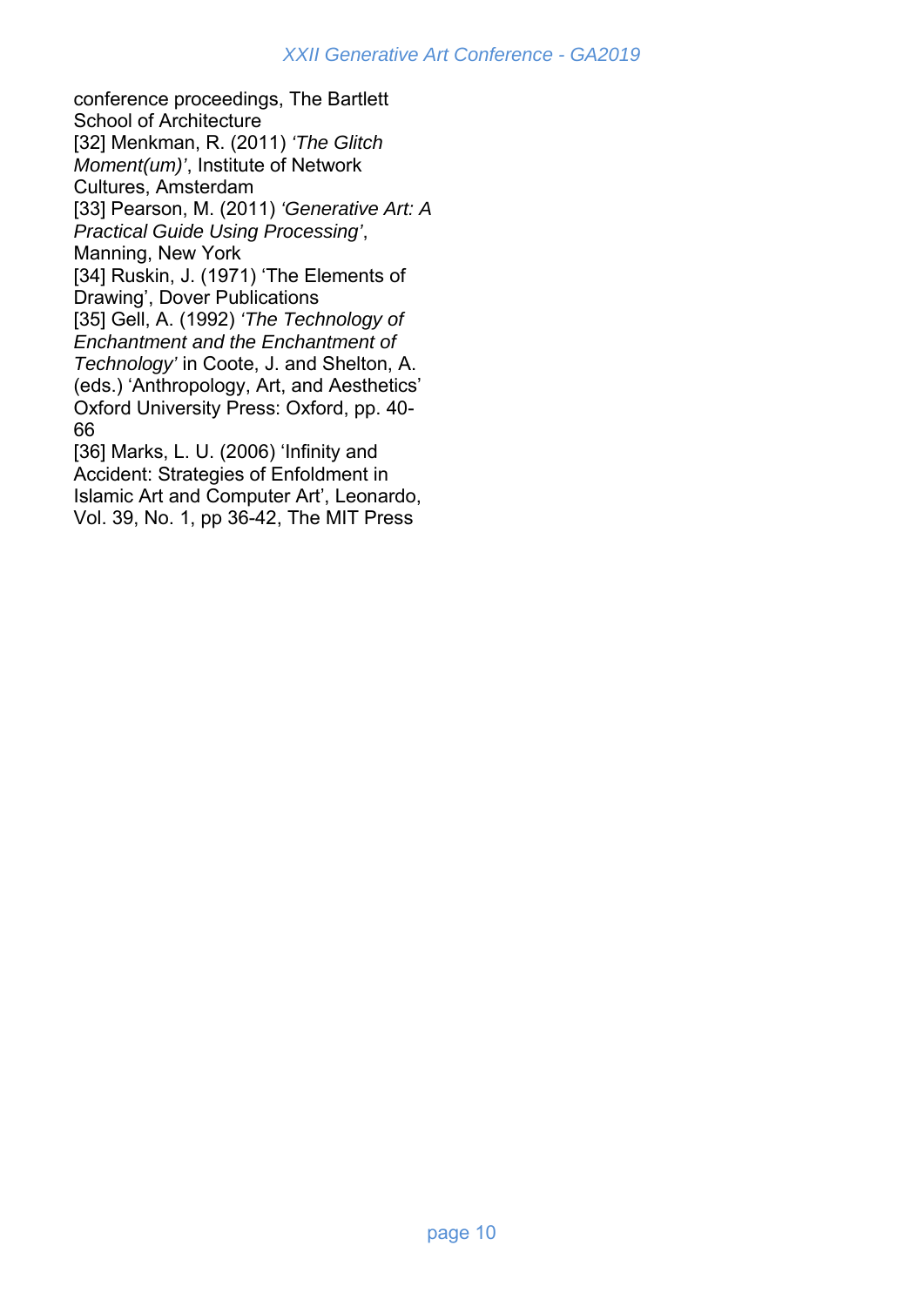conference proceedings, The Bartlett School of Architecture

[32] Menkman, R. (2011) *'The Glitch Moment(um)'*, Institute of Network Cultures, Amsterdam

[33] Pearson, M. (2011) *'Generative Art: A Practical Guide Using Processing'*, Manning, New York

[34] Ruskin, J. (1971) 'The Elements of Drawing', Dover Publications

[35] Gell, A. (1992) *'The Technology of Enchantment and the Enchantment of Technology'* in Coote, J. and Shelton, A. (eds.) 'Anthropology, Art, and Aesthetics' Oxford University Press: Oxford, pp. 40-66

[36] Marks, L. U. (2006) 'Infinity and Accident: Strategies of Enfoldment in Islamic Art and Computer Art', Leonardo, Vol. 39, No. 1, pp 36-42, The MIT Press